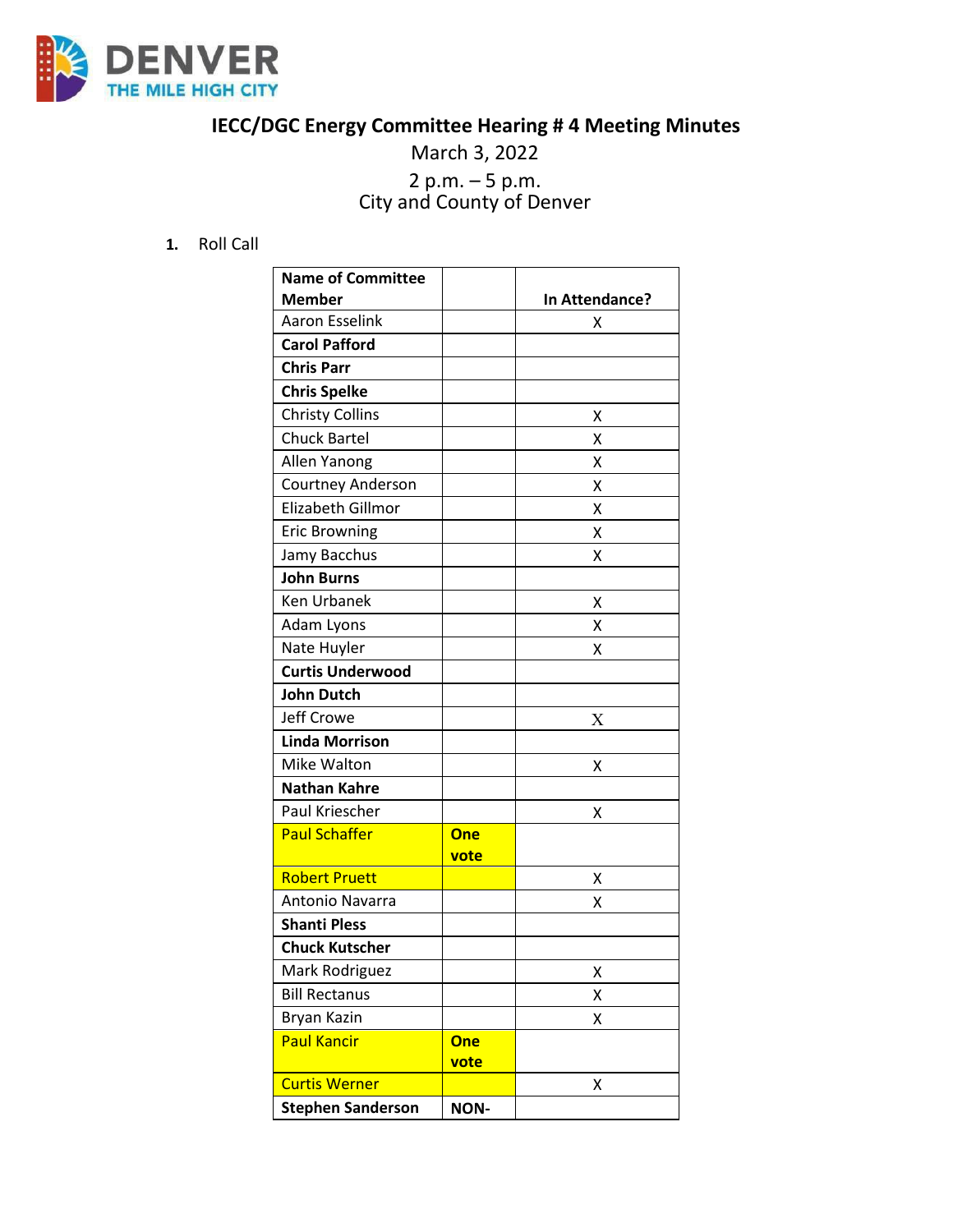DENVER
THE MILE HIGH CITY

# IECC/DGC Energy Committee Hearing # 4 Meeting Minutes

March 3, 2022

2 p.m. – 5 p.m.
City and County of Denver

1. Roll Call

| Name of Committee Member | | In Attendance? |
|---|---|---|
| Aaron Esselink | | X |
| **Carol Pafford** | | |
| **Chris Parr** | | |
| **Chris Spelke** | | |
| Christy Collins | | X |
| Chuck Bartel | | X |
| Allen Yanong | | X |
| Courtney Anderson | | X |
| Elizabeth Gillmor | | X |
| Eric Browning | | X |
| Jamy Bacchus | | X |
| **John Burns** | | |
| Ken Urbanek | | X |
| Adam Lyons | | X |
| Nate Huyler | | X |
| **Curtis Underwood** | | |
| **John Dutch** | | |
| Jeff Crowe | | X |
| **Linda Morrison** | | |
| Mike Walton | | X |
| **Nathan Kahre** | | |
| Paul Kriescher | | X |
| Paul Schaffer | **One vote** | |
| Robert Pruett | | X |
| Antonio Navarra | | X |
| **Shanti Pless** | | |
| **Chuck Kutscher** | | |
| Mark Rodriguez | | X |
| Bill Rectanus | | X |
| Bryan Kazin | | X |
| Paul Kancir | **One vote** | |
| Curtis Werner | | X |
| **Stephen Sanderson** | **NON-** | |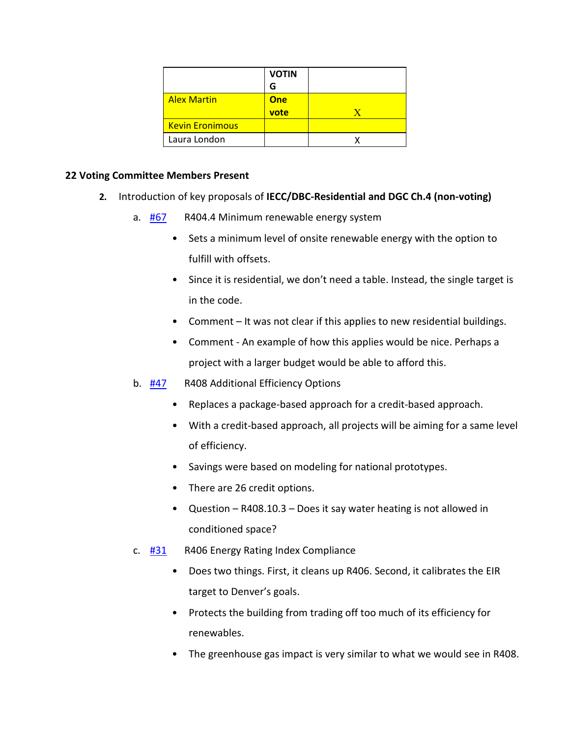| | VOTING | |
|---|---|---|
| Alex Martin | One vote | X |
| Kevin Eronimous | | |
| Laura London | | X |

**22 Voting Committee Members Present**

2. Introduction of key proposals of **IECC/DBC-Residential and DGC Ch.4 (non-voting)**

   a. [#67](#) R404.4 Minimum renewable energy system

      - Sets a minimum level of onsite renewable energy with the option to fulfill with offsets.
      - Since it is residential, we don't need a table. Instead, the single target is in the code.
      - Comment – It was not clear if this applies to new residential buildings.
      - Comment - An example of how this applies would be nice. Perhaps a project with a larger budget would be able to afford this.

   b. [#47](#) R408 Additional Efficiency Options

      - Replaces a package-based approach for a credit-based approach.
      - With a credit-based approach, all projects will be aiming for a same level of efficiency.
      - Savings were based on modeling for national prototypes.
      - There are 26 credit options.
      - Question – R408.10.3 – Does it say water heating is not allowed in conditioned space?

   c. [#31](#) R406 Energy Rating Index Compliance

      - Does two things. First, it cleans up R406. Second, it calibrates the EIR target to Denver's goals.
      - Protects the building from trading off too much of its efficiency for renewables.
      - The greenhouse gas impact is very similar to what we would see in R408.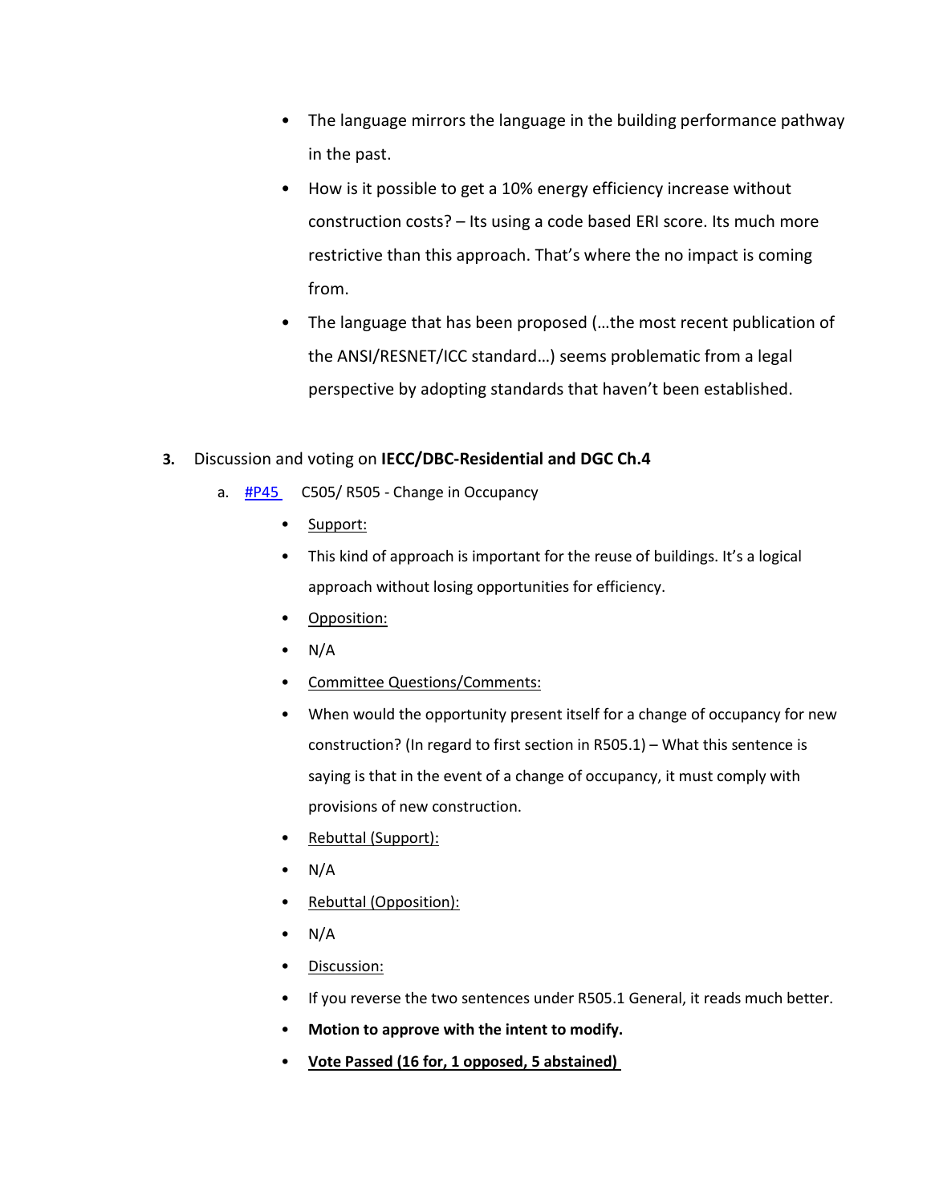- The language mirrors the language in the building performance pathway in the past.
- How is it possible to get a 10% energy efficiency increase without construction costs? – Its using a code based ERI score. Its much more restrictive than this approach. That's where the no impact is coming from.
- The language that has been proposed (…the most recent publication of the ANSI/RESNET/ICC standard…) seems problematic from a legal perspective by adopting standards that haven't been established.

3. Discussion and voting on **IECC/DBC-Residential and DGC Ch.4**

   a. #P45 C505/ R505 - Change in Occupancy

   - Support:
   - This kind of approach is important for the reuse of buildings. It's a logical approach without losing opportunities for efficiency.
   - Opposition:
   - N/A
   - Committee Questions/Comments:
   - When would the opportunity present itself for a change of occupancy for new construction? (In regard to first section in R505.1) – What this sentence is saying is that in the event of a change of occupancy, it must comply with provisions of new construction.
   - Rebuttal (Support):
   - N/A
   - Rebuttal (Opposition):
   - N/A
   - Discussion:
   - If you reverse the two sentences under R505.1 General, it reads much better.
   - **Motion to approve with the intent to modify.**
   - **Vote Passed (16 for, 1 opposed, 5 abstained)**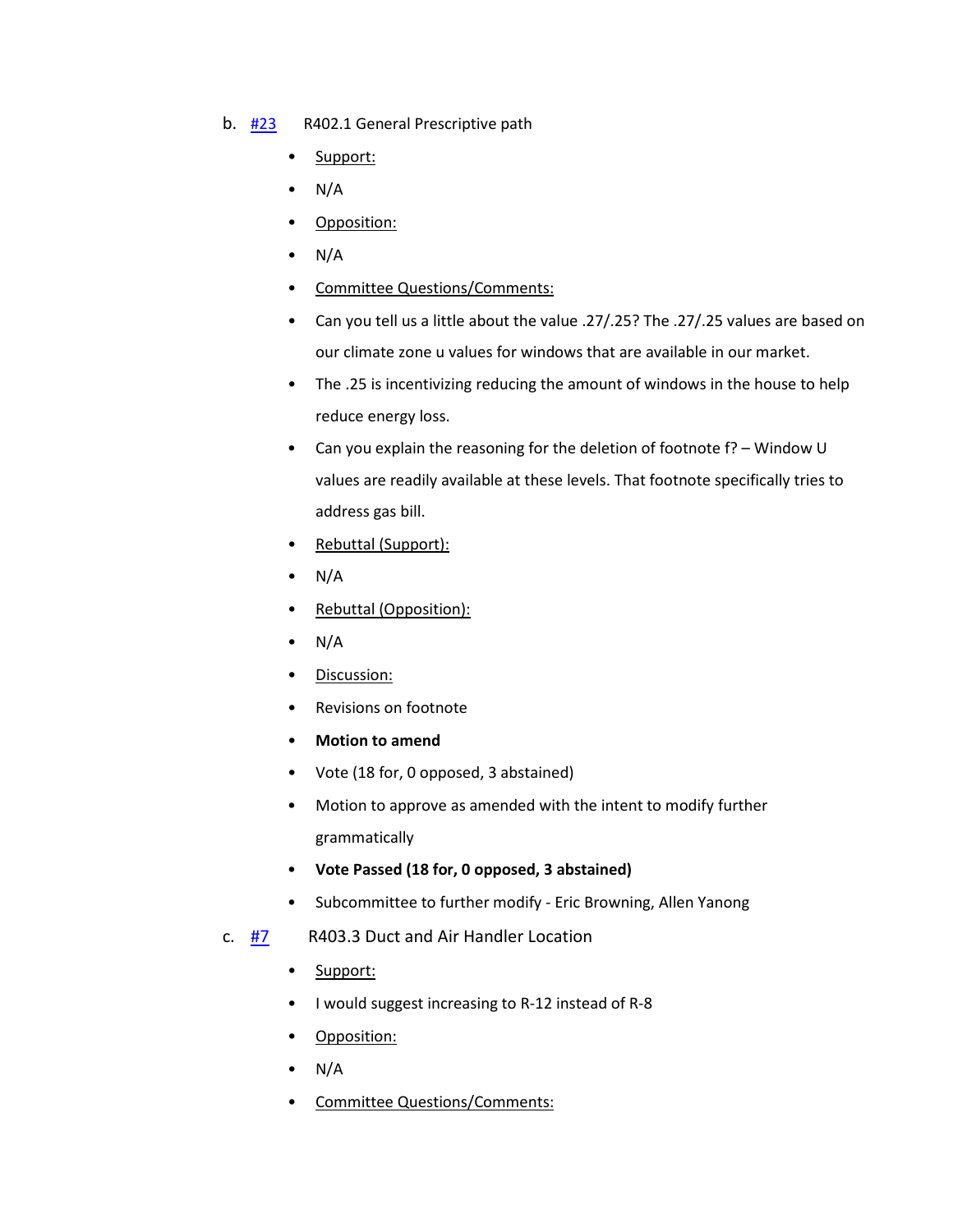b. [#23](#23) R402.1 General Prescriptive path

- Support:
- N/A
- Opposition:
- N/A
- Committee Questions/Comments:
- Can you tell us a little about the value .27/.25? The .27/.25 values are based on our climate zone u values for windows that are available in our market.
- The .25 is incentivizing reducing the amount of windows in the house to help reduce energy loss.
- Can you explain the reasoning for the deletion of footnote f? – Window U values are readily available at these levels. That footnote specifically tries to address gas bill.
- Rebuttal (Support):
- N/A
- Rebuttal (Opposition):
- N/A
- Discussion:
- Revisions on footnote
- **Motion to amend**
- Vote (18 for, 0 opposed, 3 abstained)
- Motion to approve as amended with the intent to modify further grammatically
- **Vote Passed (18 for, 0 opposed, 3 abstained)**
- Subcommittee to further modify - Eric Browning, Allen Yanong

c. [#7](#7) R403.3 Duct and Air Handler Location

- Support:
- I would suggest increasing to R-12 instead of R-8
- Opposition:
- N/A
- Committee Questions/Comments: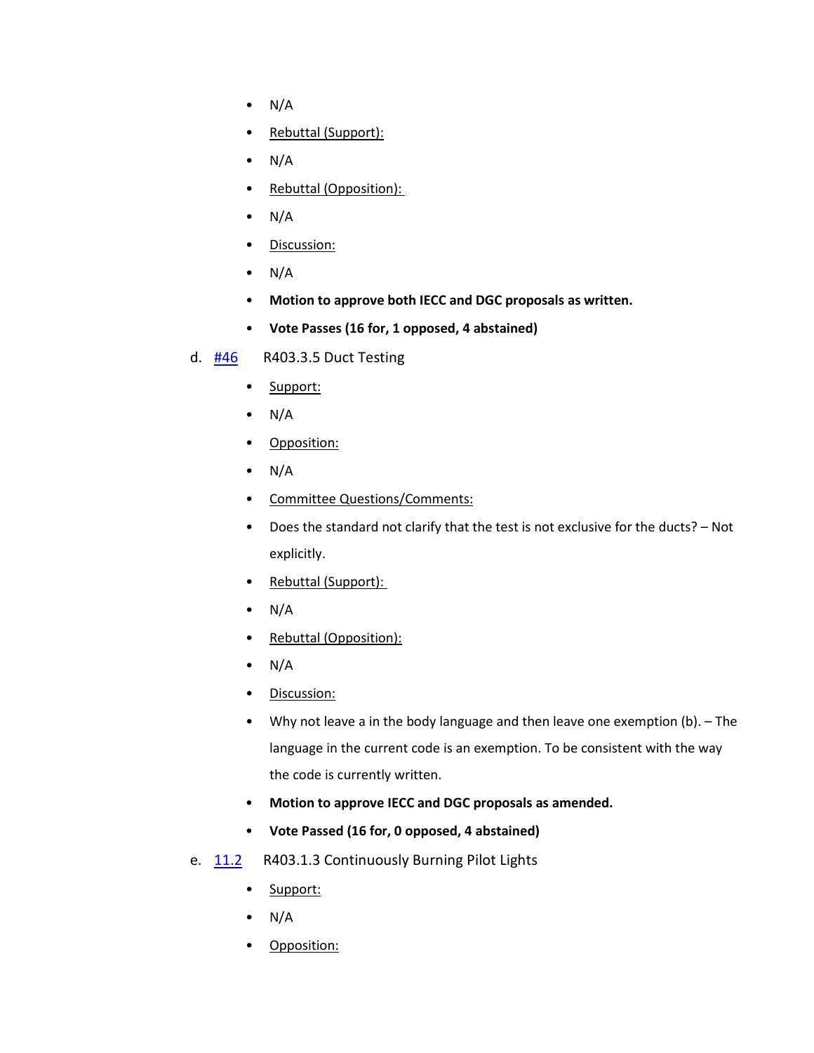- N/A
- Rebuttal (Support):
- N/A
- Rebuttal (Opposition):
- N/A
- Discussion:
- N/A
- **Motion to approve both IECC and DGC proposals as written.**
- **Vote Passes (16 for, 1 opposed, 4 abstained)**

d. #46 R403.3.5 Duct Testing

- Support:
- N/A
- Opposition:
- N/A
- Committee Questions/Comments:
- Does the standard not clarify that the test is not exclusive for the ducts? – Not explicitly.
- Rebuttal (Support):
- N/A
- Rebuttal (Opposition):
- N/A
- Discussion:
- Why not leave a in the body language and then leave one exemption (b). – The language in the current code is an exemption. To be consistent with the way the code is currently written.
- **Motion to approve IECC and DGC proposals as amended.**
- **Vote Passed (16 for, 0 opposed, 4 abstained)**

e. 11.2 R403.1.3 Continuously Burning Pilot Lights

- Support:
- N/A
- Opposition: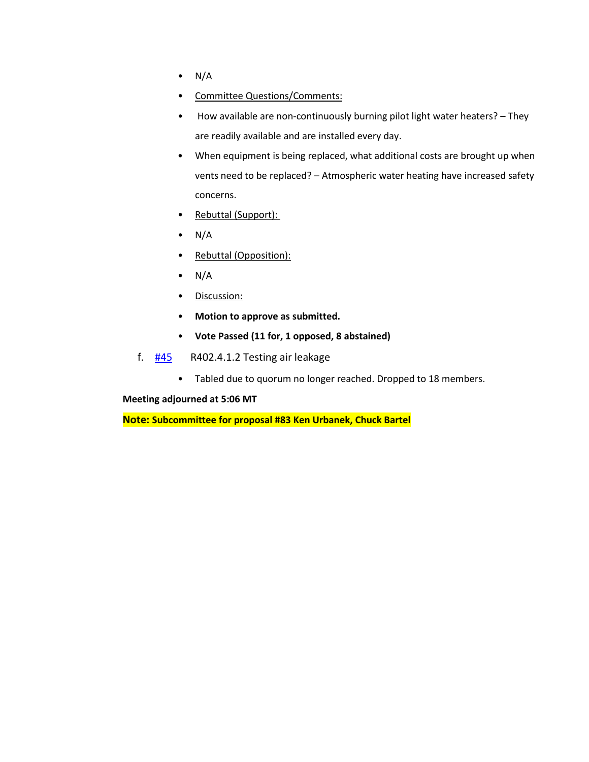- N/A
- Committee Questions/Comments:
- How available are non-continuously burning pilot light water heaters? – They are readily available and are installed every day.
- When equipment is being replaced, what additional costs are brought up when vents need to be replaced? – Atmospheric water heating have increased safety concerns.
- Rebuttal (Support):
- N/A
- Rebuttal (Opposition):
- N/A
- Discussion:
- **Motion to approve as submitted.**
- **Vote Passed (11 for, 1 opposed, 8 abstained)**

f. #45 R402.4.1.2 Testing air leakage

- Tabled due to quorum no longer reached. Dropped to 18 members.

**Meeting adjourned at 5:06 MT**

**Note: Subcommittee for proposal #83 Ken Urbanek, Chuck Bartel**